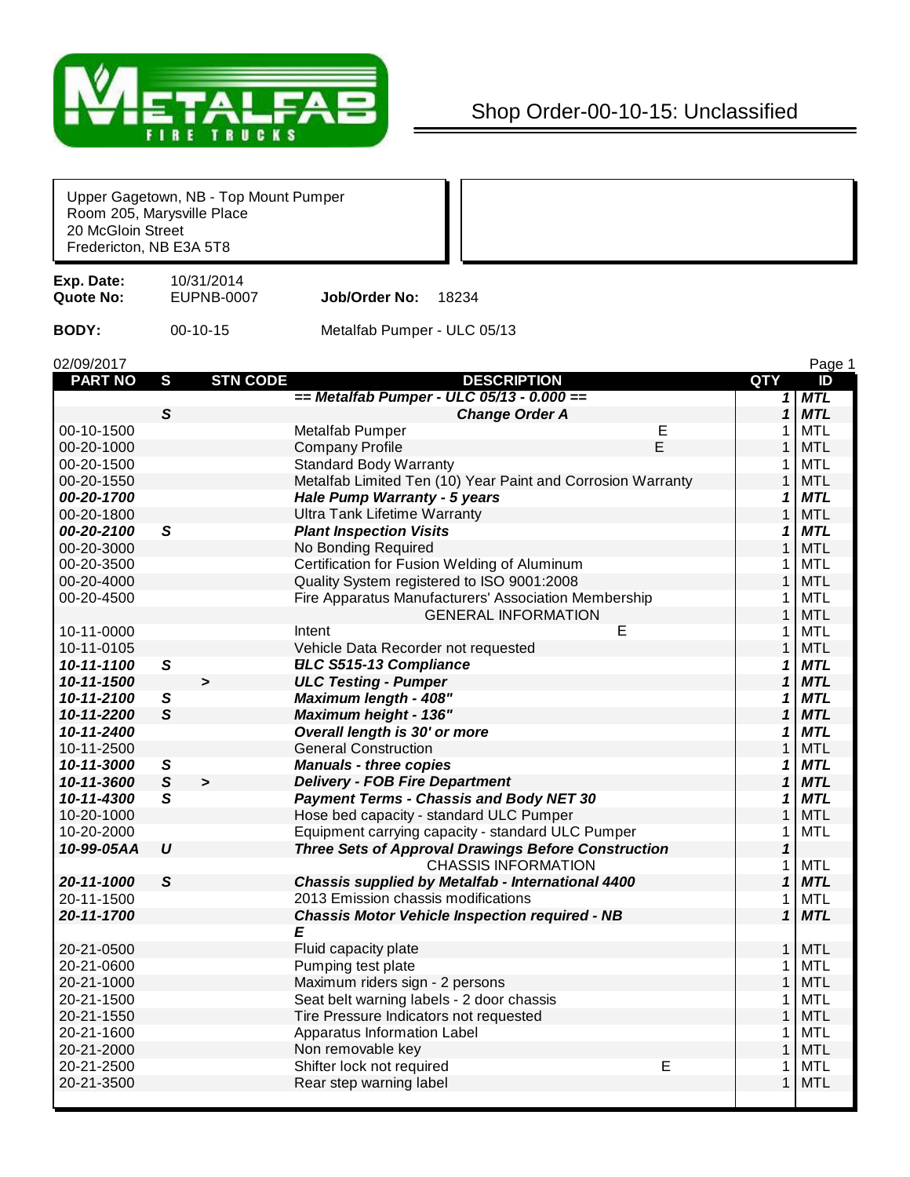METALFAB FIRE TRUCKS

# Shop Order-00-10-15: Unclassified

Upper Gagetown, NB - Top Mount Pumper
Room 205, Marysville Place
20 McGloin Street
Fredericton, NB E3A 5T8

**Exp. Date:** 10/31/2014
**Quote No:** EUPNB-0007 **Job/Order No:** 18234

**BODY:** 00-10-15 Metalfab Pumper - ULC 05/13

02/09/2017

| PART NO | S | STN CODE | DESCRIPTION | | QTY | ID |
|---|---|---|---|---|---|---|
| | | | ***== Metalfab Pumper - ULC 05/13 - 0.000 ==*** | | ***1*** | ***MTL*** |
| | ***S*** | | ***Change Order A*** | | ***1*** | ***MTL*** |
| 00-10-1500 | | | Metalfab Pumper | E | 1 | MTL |
| 00-20-1000 | | | Company Profile | E | 1 | MTL |
| 00-20-1500 | | | Standard Body Warranty | | 1 | MTL |
| 00-20-1550 | | | Metalfab Limited Ten (10) Year Paint and Corrosion Warranty | | 1 | MTL |
| ***00-20-1700*** | | | ***Hale Pump Warranty - 5 years*** | | ***1*** | ***MTL*** |
| 00-20-1800 | | | Ultra Tank Lifetime Warranty | | 1 | MTL |
| ***00-20-2100*** | ***S*** | | ***Plant Inspection Visits*** | | ***1*** | ***MTL*** |
| 00-20-3000 | | | No Bonding Required | | 1 | MTL |
| 00-20-3500 | | | Certification for Fusion Welding of Aluminum | | 1 | MTL |
| 00-20-4000 | | | Quality System registered to ISO 9001:2008 | | 1 | MTL |
| 00-20-4500 | | | Fire Apparatus Manufacturers' Association Membership | | 1 | MTL |
| | | | GENERAL INFORMATION | | 1 | MTL |
| 10-11-0000 | | | Intent | E | 1 | MTL |
| 10-11-0105 | | | Vehicle Data Recorder not requested | | 1 | MTL |
| ***10-11-1100*** | ***S*** | | ***ULC S515-13 Compliance*** | | ***1*** | ***MTL*** |
| ***10-11-1500*** | | ***>*** | ***ULC Testing - Pumper*** | | ***1*** | ***MTL*** |
| ***10-11-2100*** | ***S*** | | ***Maximum length - 408"*** | | ***1*** | ***MTL*** |
| ***10-11-2200*** | ***S*** | | ***Maximum height - 136"*** | | ***1*** | ***MTL*** |
| ***10-11-2400*** | | | ***Overall length is 30' or more*** | | ***1*** | ***MTL*** |
| 10-11-2500 | | | General Construction | | 1 | MTL |
| ***10-11-3000*** | ***S*** | | ***Manuals - three copies*** | | ***1*** | ***MTL*** |
| ***10-11-3600*** | ***S*** | ***>*** | ***Delivery - FOB Fire Department*** | | ***1*** | ***MTL*** |
| ***10-11-4300*** | ***S*** | | ***Payment Terms - Chassis and Body NET 30*** | | ***1*** | ***MTL*** |
| 10-20-1000 | | | Hose bed capacity - standard ULC Pumper | | 1 | MTL |
| 10-20-2000 | | | Equipment carrying capacity - standard ULC Pumper | | 1 | MTL |
| ***10-99-05AA*** | ***U*** | | ***Three Sets of Approval Drawings Before Construction*** | | ***1*** | |
| | | | CHASSIS INFORMATION | | 1 | MTL |
| ***20-11-1000*** | ***S*** | | ***Chassis supplied by Metalfab - International 4400*** | | ***1*** | ***MTL*** |
| 20-11-1500 | | | 2013 Emission chassis modifications | | 1 | MTL |
| ***20-11-1700*** | | | ***Chassis Motor Vehicle Inspection required - NB*** <br> ***E*** | | ***1*** | ***MTL*** |
| 20-21-0500 | | | Fluid capacity plate | | 1 | MTL |
| 20-21-0600 | | | Pumping test plate | | 1 | MTL |
| 20-21-1000 | | | Maximum riders sign - 2 persons | | 1 | MTL |
| 20-21-1500 | | | Seat belt warning labels - 2 door chassis | | 1 | MTL |
| 20-21-1550 | | | Tire Pressure Indicators not requested | | 1 | MTL |
| 20-21-1600 | | | Apparatus Information Label | | 1 | MTL |
| 20-21-2000 | | | Non removable key | | 1 | MTL |
| 20-21-2500 | | | Shifter lock not required | E | 1 | MTL |
| 20-21-3500 | | | Rear step warning label | | 1 | MTL |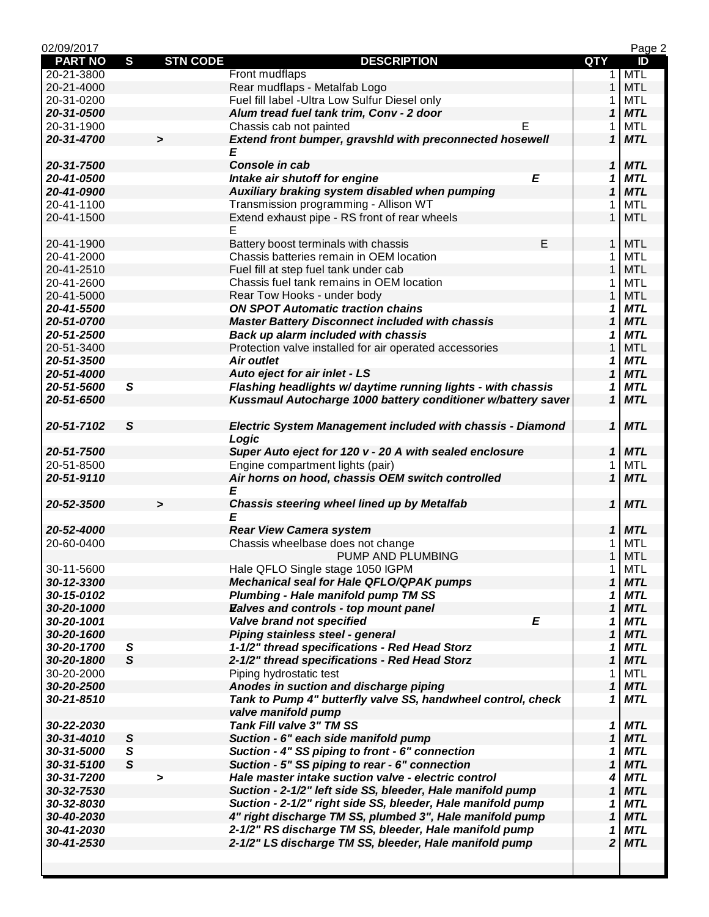| PART NO | S | STN CODE | DESCRIPTION | QTY | ID |
|---|---|---|---|---|---|
| 20-21-3800 | | | Front mudflaps | 1 | MTL |
| 20-21-4000 | | | Rear mudflaps - Metalfab Logo | 1 | MTL |
| 20-31-0200 | | | Fuel fill label -Ultra Low Sulfur Diesel only | 1 | MTL |
| ***20-31-0500*** | | | ***Alum tread fuel tank trim, Conv - 2 door*** | ***1*** | ***MTL*** |
| 20-31-1900 | | | Chassis cab not painted E | 1 | MTL |
| ***20-31-4700*** | | **>** | ***Extend front bumper, gravshld with preconnected hosewell E*** | ***1*** | ***MTL*** |
| ***20-31-7500*** | | | ***Console in cab*** | ***1*** | ***MTL*** |
| ***20-41-0500*** | | | ***Intake air shutoff for engine E*** | ***1*** | ***MTL*** |
| ***20-41-0900*** | | | ***Auxiliary braking system disabled when pumping*** | ***1*** | ***MTL*** |
| 20-41-1100 | | | Transmission programming - Allison WT | 1 | MTL |
| 20-41-1500 | | | Extend exhaust pipe - RS front of rear wheels E | 1 | MTL |
| 20-41-1900 | | | Battery boost terminals with chassis E | 1 | MTL |
| 20-41-2000 | | | Chassis batteries remain in OEM location | 1 | MTL |
| 20-41-2510 | | | Fuel fill at step fuel tank under cab | 1 | MTL |
| 20-41-2600 | | | Chassis fuel tank remains in OEM location | 1 | MTL |
| 20-41-5000 | | | Rear Tow Hooks - under body | 1 | MTL |
| ***20-41-5500*** | | | ***ON SPOT Automatic traction chains*** | ***1*** | ***MTL*** |
| ***20-51-0700*** | | | ***Master Battery Disconnect included with chassis*** | ***1*** | ***MTL*** |
| ***20-51-2500*** | | | ***Back up alarm included with chassis*** | ***1*** | ***MTL*** |
| 20-51-3400 | | | Protection valve installed for air operated accessories | 1 | MTL |
| ***20-51-3500*** | | | ***Air outlet*** | ***1*** | ***MTL*** |
| ***20-51-4000*** | | | ***Auto eject for air inlet - LS*** | ***1*** | ***MTL*** |
| ***20-51-5600*** | ***S*** | | ***Flashing headlights w/ daytime running lights - with chassis*** | ***1*** | ***MTL*** |
| ***20-51-6500*** | | | ***Kussmaul Autocharge 1000 battery conditioner w/battery saver*** | ***1*** | ***MTL*** |
| ***20-51-7102*** | ***S*** | | ***Electric System Management included with chassis - Diamond Logic*** | ***1*** | ***MTL*** |
| ***20-51-7500*** | | | ***Super Auto eject for 120 v - 20 A with sealed enclosure*** | ***1*** | ***MTL*** |
| 20-51-8500 | | | Engine compartment lights (pair) | 1 | MTL |
| ***20-51-9110*** | | | ***Air horns on hood, chassis OEM switch controlled E*** | ***1*** | ***MTL*** |
| ***20-52-3500*** | | **>** | ***Chassis steering wheel lined up by Metalfab E*** | ***1*** | ***MTL*** |
| ***20-52-4000*** | | | ***Rear View Camera system*** | ***1*** | ***MTL*** |
| 20-60-0400 | | | Chassis wheelbase does not change | 1 | MTL |
| | | | PUMP AND PLUMBING | 1 | MTL |
| 30-11-5600 | | | Hale QFLO Single stage 1050 IGPM | 1 | MTL |
| ***30-12-3300*** | | | ***Mechanical seal for Hale QFLO/QPAK pumps*** | ***1*** | ***MTL*** |
| ***30-15-0102*** | | | ***Plumbing - Hale manifold pump TM SS*** | ***1*** | ***MTL*** |
| ***30-20-1000*** | | | ***Valves and controls - top mount panel*** | ***1*** | ***MTL*** |
| ***30-20-1001*** | | | ***Valve brand not specified E*** | ***1*** | ***MTL*** |
| ***30-20-1600*** | | | ***Piping stainless steel - general*** | ***1*** | ***MTL*** |
| ***30-20-1700*** | ***S*** | | ***1-1/2" thread specifications - Red Head Storz*** | ***1*** | ***MTL*** |
| ***30-20-1800*** | ***S*** | | ***2-1/2" thread specifications - Red Head Storz*** | ***1*** | ***MTL*** |
| 30-20-2000 | | | Piping hydrostatic test | 1 | MTL |
| ***30-20-2500*** | | | ***Anodes in suction and discharge piping*** | ***1*** | ***MTL*** |
| ***30-21-8510*** | | | ***Tank to Pump 4" butterfly valve SS, handwheel control, check valve manifold pump*** | ***1*** | ***MTL*** |
| ***30-22-2030*** | | | ***Tank Fill valve 3" TM SS*** | ***1*** | ***MTL*** |
| ***30-31-4010*** | ***S*** | | ***Suction - 6" each side manifold pump*** | ***1*** | ***MTL*** |
| ***30-31-5000*** | ***S*** | | ***Suction - 4" SS piping to front - 6" connection*** | ***1*** | ***MTL*** |
| ***30-31-5100*** | ***S*** | | ***Suction - 5" SS piping to rear - 6" connection*** | ***1*** | ***MTL*** |
| ***30-31-7200*** | | **>** | ***Hale master intake suction valve - electric control*** | ***4*** | ***MTL*** |
| ***30-32-7530*** | | | ***Suction - 2-1/2" left side SS, bleeder, Hale manifold pump*** | ***1*** | ***MTL*** |
| ***30-32-8030*** | | | ***Suction - 2-1/2" right side SS, bleeder, Hale manifold pump*** | ***1*** | ***MTL*** |
| ***30-40-2030*** | | | ***4" right discharge TM SS, plumbed 3", Hale manifold pump*** | ***1*** | ***MTL*** |
| ***30-41-2030*** | | | ***2-1/2" RS discharge TM SS, bleeder, Hale manifold pump*** | ***1*** | ***MTL*** |
| ***30-41-2530*** | | | ***2-1/2" LS discharge TM SS, bleeder, Hale manifold pump*** | ***2*** | ***MTL*** |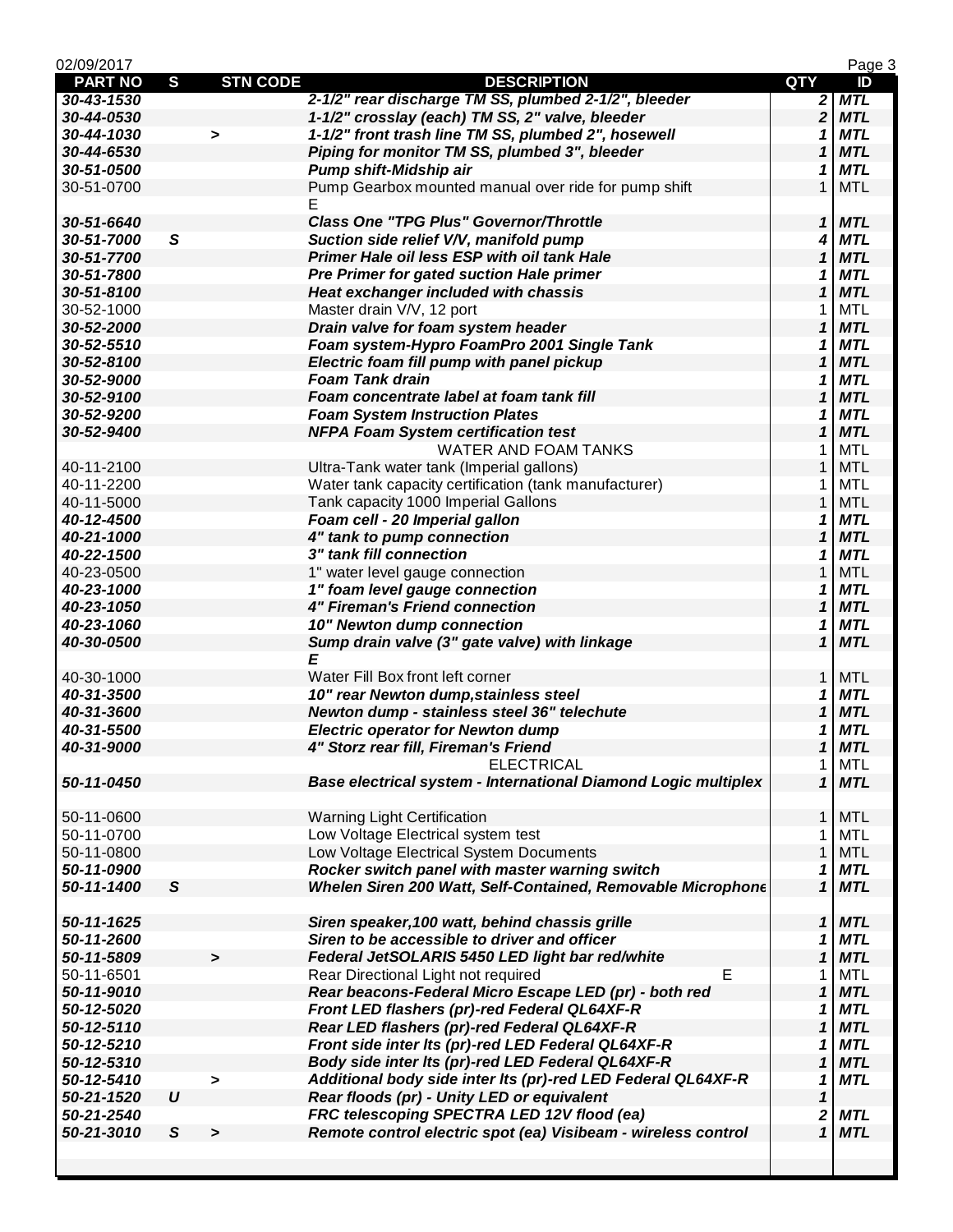02/09/2017

| PART NO | S | STN CODE | DESCRIPTION | QTY | ID |
|---|---|---|---|---|---|
| ***30-43-1530*** | | | ***2-1/2" rear discharge TM SS, plumbed 2-1/2", bleeder*** | ***2*** | ***MTL*** |
| ***30-44-0530*** | | | ***1-1/2" crosslay (each) TM SS, 2" valve, bleeder*** | ***2*** | ***MTL*** |
| ***30-44-1030*** | | > | ***1-1/2" front trash line TM SS, plumbed 2", hosewell*** | ***1*** | ***MTL*** |
| ***30-44-6530*** | | | ***Piping for monitor TM SS, plumbed 3", bleeder*** | ***1*** | ***MTL*** |
| ***30-51-0500*** | | | ***Pump shift-Midship air*** | ***1*** | ***MTL*** |
| 30-51-0700 | | | Pump Gearbox mounted manual over ride for pump shift E | 1 | MTL |
| ***30-51-6640*** | | | ***Class One "TPG Plus" Governor/Throttle*** | ***1*** | ***MTL*** |
| ***30-51-7000*** | ***S*** | | ***Suction side relief V/V, manifold pump*** | ***4*** | ***MTL*** |
| ***30-51-7700*** | | | ***Primer Hale oil less ESP with oil tank Hale*** | ***1*** | ***MTL*** |
| ***30-51-7800*** | | | ***Pre Primer for gated suction Hale primer*** | ***1*** | ***MTL*** |
| ***30-51-8100*** | | | ***Heat exchanger included with chassis*** | ***1*** | ***MTL*** |
| 30-52-1000 | | | Master drain V/V, 12 port | 1 | MTL |
| ***30-52-2000*** | | | ***Drain valve for foam system header*** | ***1*** | ***MTL*** |
| ***30-52-5510*** | | | ***Foam system-Hypro FoamPro 2001 Single Tank*** | ***1*** | ***MTL*** |
| ***30-52-8100*** | | | ***Electric foam fill pump with panel pickup*** | ***1*** | ***MTL*** |
| ***30-52-9000*** | | | ***Foam Tank drain*** | ***1*** | ***MTL*** |
| ***30-52-9100*** | | | ***Foam concentrate label at foam tank fill*** | ***1*** | ***MTL*** |
| ***30-52-9200*** | | | ***Foam System Instruction Plates*** | ***1*** | ***MTL*** |
| ***30-52-9400*** | | | ***NFPA Foam System certification test*** | ***1*** | ***MTL*** |
| | | | WATER AND FOAM TANKS | 1 | MTL |
| 40-11-2100 | | | Ultra-Tank water tank (Imperial gallons) | 1 | MTL |
| 40-11-2200 | | | Water tank capacity certification (tank manufacturer) | 1 | MTL |
| 40-11-5000 | | | Tank capacity 1000 Imperial Gallons | 1 | MTL |
| ***40-12-4500*** | | | ***Foam cell - 20 Imperial gallon*** | ***1*** | ***MTL*** |
| ***40-21-1000*** | | | ***4" tank to pump connection*** | ***1*** | ***MTL*** |
| ***40-22-1500*** | | | ***3" tank fill connection*** | ***1*** | ***MTL*** |
| 40-23-0500 | | | 1" water level gauge connection | 1 | MTL |
| ***40-23-1000*** | | | ***1" foam level gauge connection*** | ***1*** | ***MTL*** |
| ***40-23-1050*** | | | ***4" Fireman's Friend connection*** | ***1*** | ***MTL*** |
| ***40-23-1060*** | | | ***10" Newton dump connection*** | ***1*** | ***MTL*** |
| ***40-30-0500*** | | | ***Sump drain valve (3" gate valve) with linkage E*** | ***1*** | ***MTL*** |
| 40-30-1000 | | | Water Fill Box front left corner | 1 | MTL |
| ***40-31-3500*** | | | ***10" rear Newton dump,stainless steel*** | ***1*** | ***MTL*** |
| ***40-31-3600*** | | | ***Newton dump - stainless steel 36" telechute*** | ***1*** | ***MTL*** |
| ***40-31-5500*** | | | ***Electric operator for Newton dump*** | ***1*** | ***MTL*** |
| ***40-31-9000*** | | | ***4" Storz rear fill, Fireman's Friend*** | ***1*** | ***MTL*** |
| | | | ELECTRICAL | 1 | MTL |
| ***50-11-0450*** | | | ***Base electrical system - International Diamond Logic multiplex*** | ***1*** | ***MTL*** |
| 50-11-0600 | | | Warning Light Certification | 1 | MTL |
| 50-11-0700 | | | Low Voltage Electrical system test | 1 | MTL |
| 50-11-0800 | | | Low Voltage Electrical System Documents | 1 | MTL |
| ***50-11-0900*** | | | ***Rocker switch panel with master warning switch*** | ***1*** | ***MTL*** |
| ***50-11-1400*** | ***S*** | | ***Whelen Siren 200 Watt, Self-Contained, Removable Microphone*** | ***1*** | ***MTL*** |
| ***50-11-1625*** | | | ***Siren speaker,100 watt, behind chassis grille*** | ***1*** | ***MTL*** |
| ***50-11-2600*** | | | ***Siren to be accessible to driver and officer*** | ***1*** | ***MTL*** |
| ***50-11-5809*** | | > | ***Federal JetSOLARIS 5450 LED light bar red/white*** | ***1*** | ***MTL*** |
| 50-11-6501 | | | Rear Directional Light not required E | 1 | MTL |
| ***50-11-9010*** | | | ***Rear beacons-Federal Micro Escape LED (pr) - both red*** | ***1*** | ***MTL*** |
| ***50-12-5020*** | | | ***Front LED flashers (pr)-red Federal QL64XF-R*** | ***1*** | ***MTL*** |
| ***50-12-5110*** | | | ***Rear LED flashers (pr)-red Federal QL64XF-R*** | ***1*** | ***MTL*** |
| ***50-12-5210*** | | | ***Front side inter lts (pr)-red LED Federal QL64XF-R*** | ***1*** | ***MTL*** |
| ***50-12-5310*** | | | ***Body side inter lts (pr)-red LED Federal QL64XF-R*** | ***1*** | ***MTL*** |
| ***50-12-5410*** | | > | ***Additional body side inter lts (pr)-red LED Federal QL64XF-R*** | ***1*** | ***MTL*** |
| ***50-21-1520*** | ***U*** | | ***Rear floods (pr) - Unity LED or equivalent*** | ***1*** | |
| ***50-21-2540*** | | | ***FRC telescoping SPECTRA LED 12V flood (ea)*** | ***2*** | ***MTL*** |
| ***50-21-3010*** | ***S*** | > | ***Remote control electric spot (ea) Visibeam - wireless control*** | ***1*** | ***MTL*** |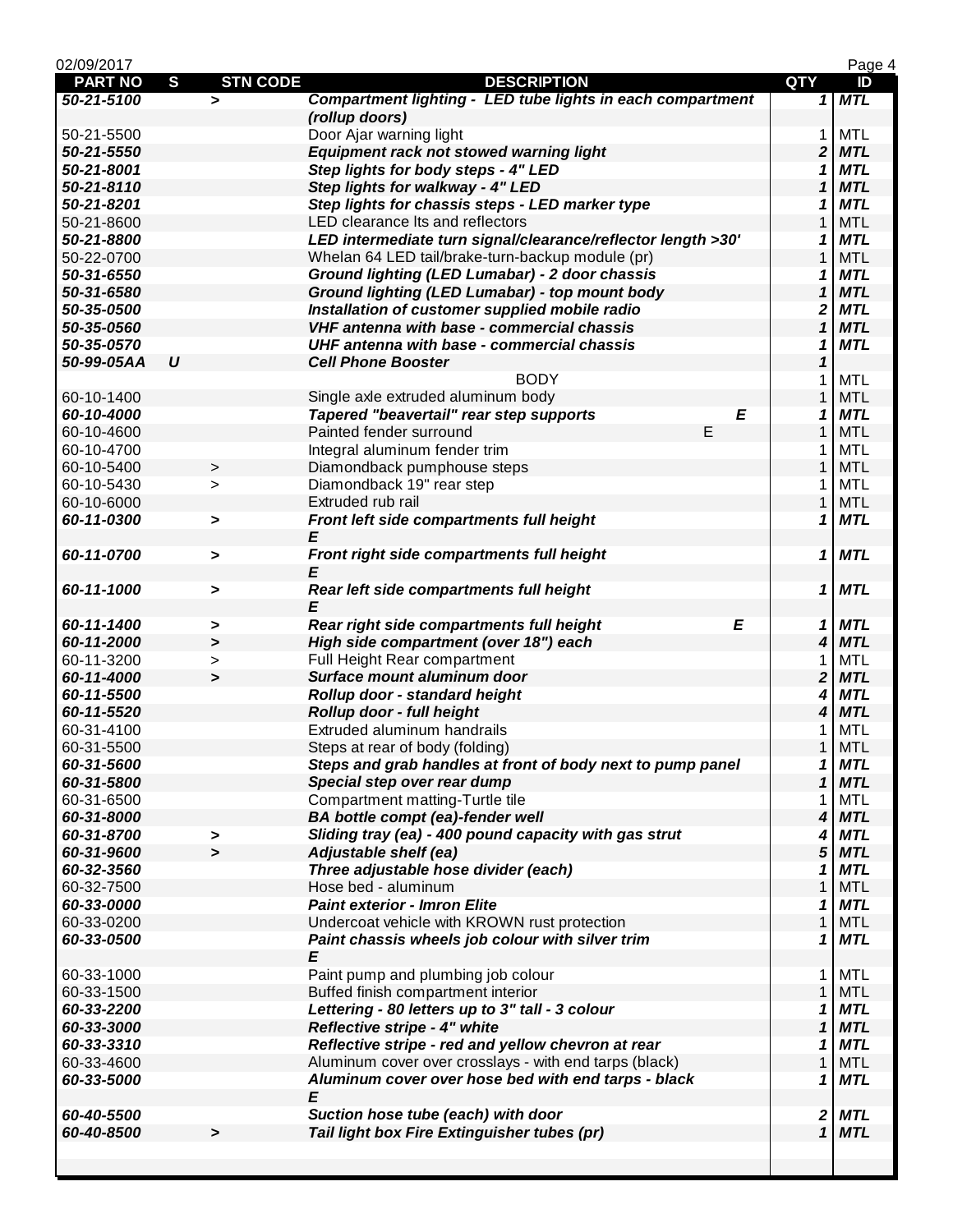| PART NO | S | STN CODE | DESCRIPTION | QTY | ID |
|---|---|---|---|---|---|
| ***50-21-5100*** | | > | ***Compartment lighting - LED tube lights in each compartment (rollup doors)*** | ***1*** | ***MTL*** |
| 50-21-5500 | | | Door Ajar warning light | 1 | MTL |
| ***50-21-5550*** | | | ***Equipment rack not stowed warning light*** | ***2*** | ***MTL*** |
| ***50-21-8001*** | | | ***Step lights for body steps - 4" LED*** | ***1*** | ***MTL*** |
| ***50-21-8110*** | | | ***Step lights for walkway - 4" LED*** | ***1*** | ***MTL*** |
| ***50-21-8201*** | | | ***Step lights for chassis steps - LED marker type*** | ***1*** | ***MTL*** |
| 50-21-8600 | | | LED clearance lts and reflectors | 1 | MTL |
| ***50-21-8800*** | | | ***LED intermediate turn signal/clearance/reflector length >30'*** | ***1*** | ***MTL*** |
| 50-22-0700 | | | Whelan 64 LED tail/brake-turn-backup module (pr) | 1 | MTL |
| ***50-31-6550*** | | | ***Ground lighting (LED Lumabar) - 2 door chassis*** | ***1*** | ***MTL*** |
| ***50-31-6580*** | | | ***Ground lighting (LED Lumabar) - top mount body*** | ***1*** | ***MTL*** |
| ***50-35-0500*** | | | ***Installation of customer supplied mobile radio*** | ***2*** | ***MTL*** |
| ***50-35-0560*** | | | ***VHF antenna with base - commercial chassis*** | ***1*** | ***MTL*** |
| ***50-35-0570*** | | | ***UHF antenna with base - commercial chassis*** | ***1*** | ***MTL*** |
| ***50-99-05AA*** | ***U*** | | ***Cell Phone Booster*** | ***1*** | |
| | | | BODY | 1 | MTL |
| 60-10-1400 | | | Single axle extruded aluminum body | 1 | MTL |
| ***60-10-4000*** | | | ***Tapered "beavertail" rear step supports E*** | ***1*** | ***MTL*** |
| 60-10-4600 | | | Painted fender surround E | 1 | MTL |
| 60-10-4700 | | | Integral aluminum fender trim | 1 | MTL |
| 60-10-5400 | | > | Diamondback pumphouse steps | 1 | MTL |
| 60-10-5430 | | > | Diamondback 19" rear step | 1 | MTL |
| 60-10-6000 | | | Extruded rub rail | 1 | MTL |
| ***60-11-0300*** | | > | ***Front left side compartments full height E*** | ***1*** | ***MTL*** |
| ***60-11-0700*** | | > | ***Front right side compartments full height E*** | ***1*** | ***MTL*** |
| ***60-11-1000*** | | > | ***Rear left side compartments full height E*** | ***1*** | ***MTL*** |
| ***60-11-1400*** | | > | ***Rear right side compartments full height E*** | ***1*** | ***MTL*** |
| ***60-11-2000*** | | > | ***High side compartment (over 18") each*** | ***4*** | ***MTL*** |
| 60-11-3200 | | > | Full Height Rear compartment | 1 | MTL |
| ***60-11-4000*** | | > | ***Surface mount aluminum door*** | ***2*** | ***MTL*** |
| ***60-11-5500*** | | | ***Rollup door - standard height*** | ***4*** | ***MTL*** |
| ***60-11-5520*** | | | ***Rollup door - full height*** | ***4*** | ***MTL*** |
| 60-31-4100 | | | Extruded aluminum handrails | 1 | MTL |
| 60-31-5500 | | | Steps at rear of body (folding) | 1 | MTL |
| ***60-31-5600*** | | | ***Steps and grab handles at front of body next to pump panel*** | ***1*** | ***MTL*** |
| ***60-31-5800*** | | | ***Special step over rear dump*** | ***1*** | ***MTL*** |
| 60-31-6500 | | | Compartment matting-Turtle tile | 1 | MTL |
| ***60-31-8000*** | | | ***BA bottle compt (ea)-fender well*** | ***4*** | ***MTL*** |
| ***60-31-8700*** | | > | ***Sliding tray (ea) - 400 pound capacity with gas strut*** | ***4*** | ***MTL*** |
| ***60-31-9600*** | | > | ***Adjustable shelf (ea)*** | ***5*** | ***MTL*** |
| ***60-32-3560*** | | | ***Three adjustable hose divider (each)*** | ***1*** | ***MTL*** |
| 60-32-7500 | | | Hose bed - aluminum | 1 | MTL |
| ***60-33-0000*** | | | ***Paint exterior - Imron Elite*** | ***1*** | ***MTL*** |
| 60-33-0200 | | | Undercoat vehicle with KROWN rust protection | 1 | MTL |
| ***60-33-0500*** | | | ***Paint chassis wheels job colour with silver trim E*** | ***1*** | ***MTL*** |
| 60-33-1000 | | | Paint pump and plumbing job colour | 1 | MTL |
| 60-33-1500 | | | Buffed finish compartment interior | 1 | MTL |
| ***60-33-2200*** | | | ***Lettering - 80 letters up to 3" tall - 3 colour*** | ***1*** | ***MTL*** |
| ***60-33-3000*** | | | ***Reflective stripe - 4" white*** | ***1*** | ***MTL*** |
| ***60-33-3310*** | | | ***Reflective stripe - red and yellow chevron at rear*** | ***1*** | ***MTL*** |
| 60-33-4600 | | | Aluminum cover over crosslays - with end tarps (black) | 1 | MTL |
| ***60-33-5000*** | | | ***Aluminum cover over hose bed with end tarps - black E*** | ***1*** | ***MTL*** |
| ***60-40-5500*** | | | ***Suction hose tube (each) with door*** | ***2*** | ***MTL*** |
| ***60-40-8500*** | | > | ***Tail light box Fire Extinguisher tubes (pr)*** | ***1*** | ***MTL*** |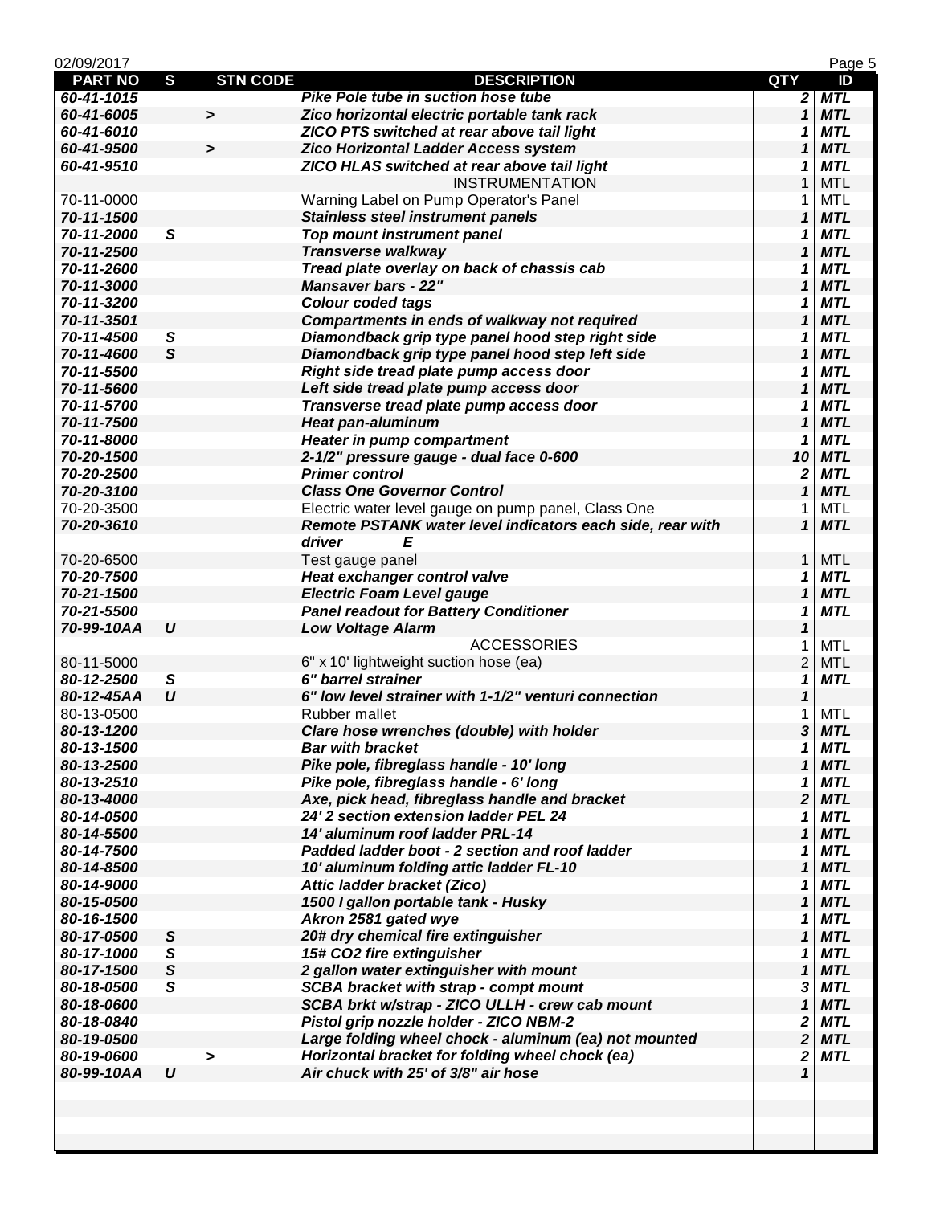| PART NO | S | STN CODE | DESCRIPTION | QTY | ID |
|---|---|---|---|---|---|
| ***60-41-1015*** | | | ***Pike Pole tube in suction hose tube*** | ***2*** | ***MTL*** |
| ***60-41-6005*** | | > | ***Zico horizontal electric portable tank rack*** | ***1*** | ***MTL*** |
| ***60-41-6010*** | | | ***ZICO PTS switched at rear above tail light*** | ***1*** | ***MTL*** |
| ***60-41-9500*** | | > | ***Zico Horizontal Ladder Access system*** | ***1*** | ***MTL*** |
| ***60-41-9510*** | | | ***ZICO HLAS switched at rear above tail light*** | ***1*** | ***MTL*** |
| | | | INSTRUMENTATION | 1 | MTL |
| 70-11-0000 | | | Warning Label on Pump Operator's Panel | 1 | MTL |
| ***70-11-1500*** | | | ***Stainless steel instrument panels*** | ***1*** | ***MTL*** |
| ***70-11-2000*** | ***S*** | | ***Top mount instrument panel*** | ***1*** | ***MTL*** |
| ***70-11-2500*** | | | ***Transverse walkway*** | ***1*** | ***MTL*** |
| ***70-11-2600*** | | | ***Tread plate overlay on back of chassis cab*** | ***1*** | ***MTL*** |
| ***70-11-3000*** | | | ***Mansaver bars - 22"*** | ***1*** | ***MTL*** |
| ***70-11-3200*** | | | ***Colour coded tags*** | ***1*** | ***MTL*** |
| ***70-11-3501*** | | | ***Compartments in ends of walkway not required*** | ***1*** | ***MTL*** |
| ***70-11-4500*** | ***S*** | | ***Diamondback grip type panel hood step right side*** | ***1*** | ***MTL*** |
| ***70-11-4600*** | ***S*** | | ***Diamondback grip type panel hood step left side*** | ***1*** | ***MTL*** |
| ***70-11-5500*** | | | ***Right side tread plate pump access door*** | ***1*** | ***MTL*** |
| ***70-11-5600*** | | | ***Left side tread plate pump access door*** | ***1*** | ***MTL*** |
| ***70-11-5700*** | | | ***Transverse tread plate pump access door*** | ***1*** | ***MTL*** |
| ***70-11-7500*** | | | ***Heat pan-aluminum*** | ***1*** | ***MTL*** |
| ***70-11-8000*** | | | ***Heater in pump compartment*** | ***1*** | ***MTL*** |
| ***70-20-1500*** | | | ***2-1/2" pressure gauge - dual face 0-600*** | ***10*** | ***MTL*** |
| ***70-20-2500*** | | | ***Primer control*** | ***2*** | ***MTL*** |
| ***70-20-3100*** | | | ***Class One Governor Control*** | ***1*** | ***MTL*** |
| 70-20-3500 | | | Electric water level gauge on pump panel, Class One | 1 | MTL |
| ***70-20-3610*** | | | ***Remote PSTANK water level indicators each side, rear with driver E*** | ***1*** | ***MTL*** |
| 70-20-6500 | | | Test gauge panel | 1 | MTL |
| ***70-20-7500*** | | | ***Heat exchanger control valve*** | ***1*** | ***MTL*** |
| ***70-21-1500*** | | | ***Electric Foam Level gauge*** | ***1*** | ***MTL*** |
| ***70-21-5500*** | | | ***Panel readout for Battery Conditioner*** | ***1*** | ***MTL*** |
| ***70-99-10AA*** | ***U*** | | ***Low Voltage Alarm*** | ***1*** | |
| | | | ACCESSORIES | 1 | MTL |
| 80-11-5000 | | | 6" x 10' lightweight suction hose (ea) | 2 | MTL |
| ***80-12-2500*** | ***S*** | | ***6" barrel strainer*** | ***1*** | ***MTL*** |
| ***80-12-45AA*** | ***U*** | | ***6" low level strainer with 1-1/2" venturi connection*** | ***1*** | |
| 80-13-0500 | | | Rubber mallet | 1 | MTL |
| ***80-13-1200*** | | | ***Clare hose wrenches (double) with holder*** | ***3*** | ***MTL*** |
| ***80-13-1500*** | | | ***Bar with bracket*** | ***1*** | ***MTL*** |
| ***80-13-2500*** | | | ***Pike pole, fibreglass handle - 10' long*** | ***1*** | ***MTL*** |
| ***80-13-2510*** | | | ***Pike pole, fibreglass handle - 6' long*** | ***1*** | ***MTL*** |
| ***80-13-4000*** | | | ***Axe, pick head, fibreglass handle and bracket*** | ***2*** | ***MTL*** |
| ***80-14-0500*** | | | ***24' 2 section extension ladder PEL 24*** | ***1*** | ***MTL*** |
| ***80-14-5500*** | | | ***14' aluminum roof ladder PRL-14*** | ***1*** | ***MTL*** |
| ***80-14-7500*** | | | ***Padded ladder boot - 2 section and roof ladder*** | ***1*** | ***MTL*** |
| ***80-14-8500*** | | | ***10' aluminum folding attic ladder FL-10*** | ***1*** | ***MTL*** |
| ***80-14-9000*** | | | ***Attic ladder bracket (Zico)*** | ***1*** | ***MTL*** |
| ***80-15-0500*** | | | ***1500 I gallon portable tank - Husky*** | ***1*** | ***MTL*** |
| ***80-16-1500*** | | | ***Akron 2581 gated wye*** | ***1*** | ***MTL*** |
| ***80-17-0500*** | ***S*** | | ***20# dry chemical fire extinguisher*** | ***1*** | ***MTL*** |
| ***80-17-1000*** | ***S*** | | ***15# CO2 fire extinguisher*** | ***1*** | ***MTL*** |
| ***80-17-1500*** | ***S*** | | ***2 gallon water extinguisher with mount*** | ***1*** | ***MTL*** |
| ***80-18-0500*** | ***S*** | | ***SCBA bracket with strap - compt mount*** | ***3*** | ***MTL*** |
| ***80-18-0600*** | | | ***SCBA brkt w/strap - ZICO ULLH - crew cab mount*** | ***1*** | ***MTL*** |
| ***80-18-0840*** | | | ***Pistol grip nozzle holder - ZICO NBM-2*** | ***2*** | ***MTL*** |
| ***80-19-0500*** | | | ***Large folding wheel chock - aluminum (ea) not mounted*** | ***2*** | ***MTL*** |
| ***80-19-0600*** | | > | ***Horizontal bracket for folding wheel chock (ea)*** | ***2*** | ***MTL*** |
| ***80-99-10AA*** | ***U*** | | ***Air chuck with 25' of 3/8" air hose*** | ***1*** | |